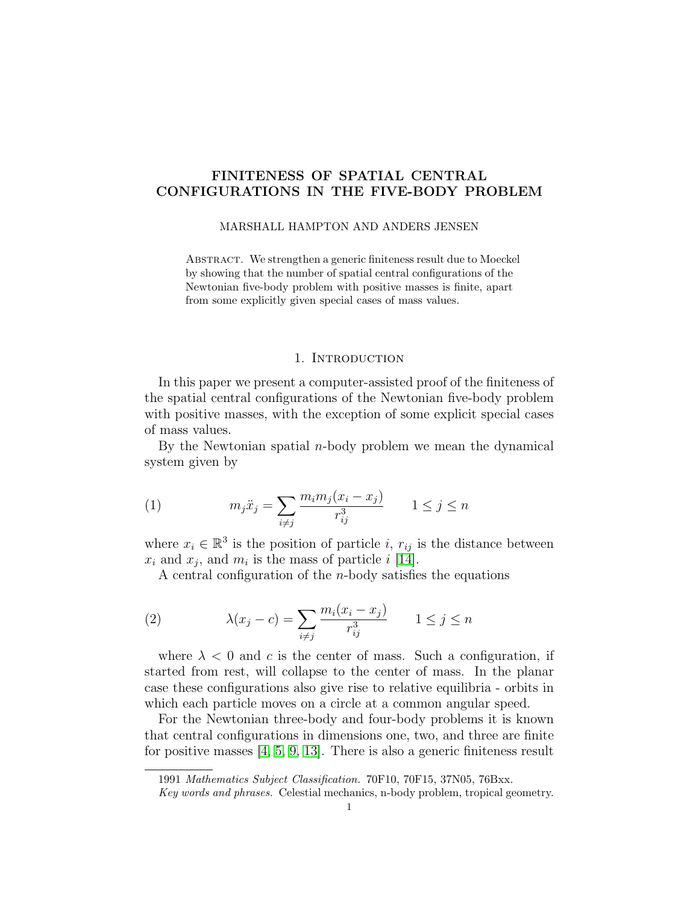# FINITENESS OF SPATIAL CENTRAL CONFIGURATIONS IN THE FIVE-BODY PROBLEM

MARSHALL HAMPTON AND ANDERS JENSEN

ABSTRACT. We strengthen a generic finiteness result due to Moeckel by showing that the number of spatial central configurations of the Newtonian five-body problem with positive masses is finite, apart from some explicitly given special cases of mass values.

## 1. Introduction

In this paper we present a computer-assisted proof of the finiteness of the spatial central configurations of the Newtonian five-body problem with positive masses, with the exception of some explicit special cases of mass values.

By the Newtonian spatial $n$-body problem we mean the dynamical system given by

$$m_j \ddot{x}_j = \sum_{i \neq j} \frac{m_i m_j (x_i - x_j)}{r_{ij}^3} \qquad 1 \leq j \leq n \tag{1}$$

where $x_i \in \mathbb{R}^3$ is the position of particle $i$, $r_{ij}$ is the distance between $x_i$ and $x_j$, and $m_i$ is the mass of particle $i$ [14].

A central configuration of the $n$-body satisfies the equations

$$\lambda(x_j - c) = \sum_{i \neq j} \frac{m_i (x_i - x_j)}{r_{ij}^3} \qquad 1 \leq j \leq n \tag{2}$$

where $\lambda < 0$ and $c$ is the center of mass. Such a configuration, if started from rest, will collapse to the center of mass. In the planar case these configurations also give rise to relative equilibria - orbits in which each particle moves on a circle at a common angular speed.

For the Newtonian three-body and four-body problems it is known that central configurations in dimensions one, two, and three are finite for positive masses [4, 5, 9, 13]. There is also a generic finiteness result

1991 *Mathematics Subject Classification.* 70F10, 70F15, 37N05, 76Bxx.

*Key words and phrases.* Celestial mechanics, n-body problem, tropical geometry.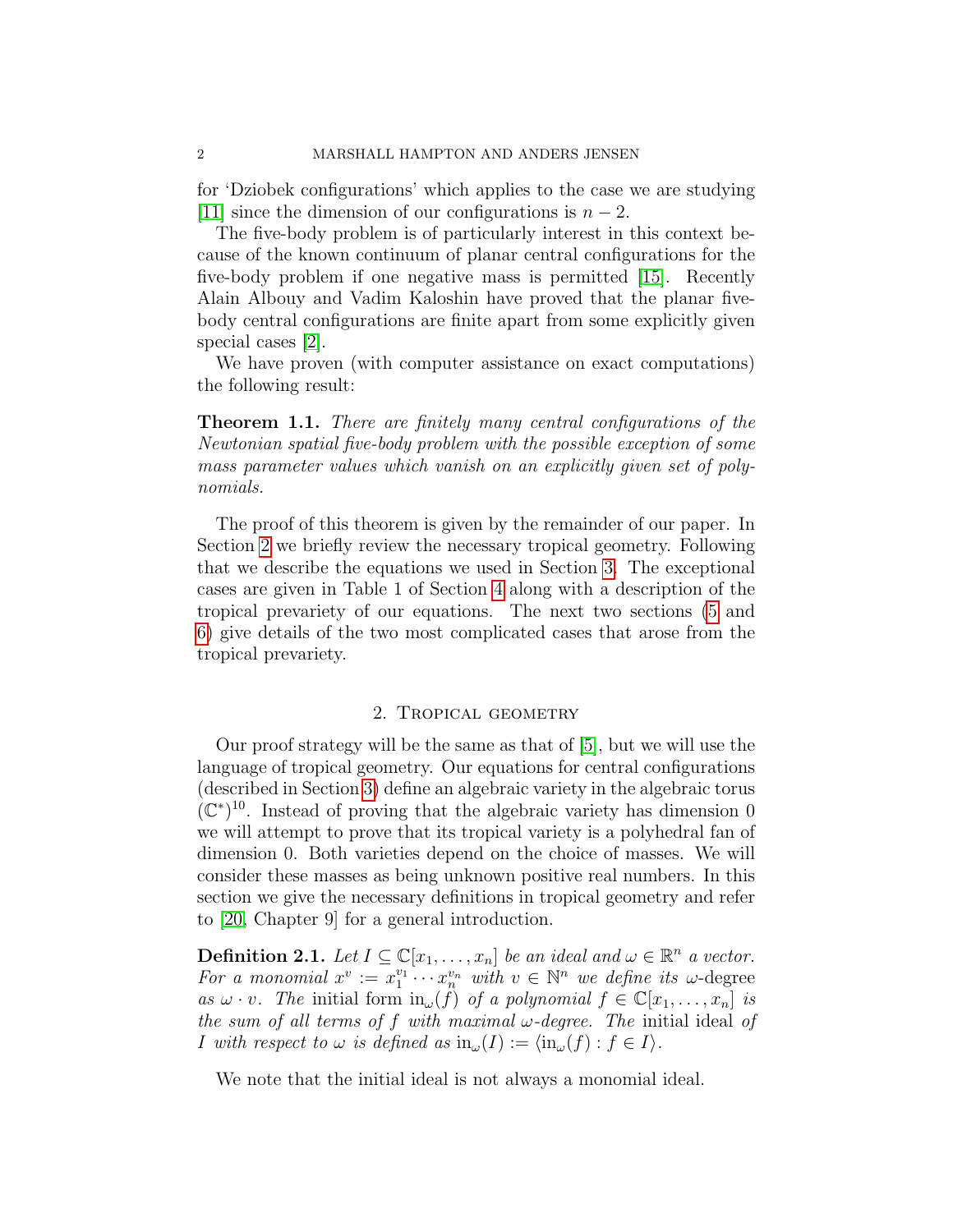for 'Dziobek configurations' which applies to the case we are studying [11] since the dimension of our configurations is $n-2$.

The five-body problem is of particularly interest in this context because of the known continuum of planar central configurations for the five-body problem if one negative mass is permitted [15]. Recently Alain Albouy and Vadim Kaloshin have proved that the planar five-body central configurations are finite apart from some explicitly given special cases [2].

We have proven (with computer assistance on exact computations) the following result:

**Theorem 1.1.** *There are finitely many central configurations of the Newtonian spatial five-body problem with the possible exception of some mass parameter values which vanish on an explicitly given set of polynomials.*

The proof of this theorem is given by the remainder of our paper. In Section 2 we briefly review the necessary tropical geometry. Following that we describe the equations we used in Section 3. The exceptional cases are given in Table 1 of Section 4 along with a description of the tropical prevariety of our equations. The next two sections (5 and 6) give details of the two most complicated cases that arose from the tropical prevariety.

## 2. Tropical geometry

Our proof strategy will be the same as that of [5], but we will use the language of tropical geometry. Our equations for central configurations (described in Section 3) define an algebraic variety in the algebraic torus $(\mathbb{C}^*)^{10}$. Instead of proving that the algebraic variety has dimension 0 we will attempt to prove that its tropical variety is a polyhedral fan of dimension 0. Both varieties depend on the choice of masses. We will consider these masses as being unknown positive real numbers. In this section we give the necessary definitions in tropical geometry and refer to [20, Chapter 9] for a general introduction.

**Definition 2.1.** *Let $I \subseteq \mathbb{C}[x_1, \ldots, x_n]$ be an ideal and $\omega \in \mathbb{R}^n$ a vector. For a monomial $x^v := x_1^{v_1} \cdots x_n^{v_n}$ with $v \in \mathbb{N}^n$ we define its $\omega$-*degree *as $\omega \cdot v$. The* initial form *$\text{in}_\omega(f)$ of a polynomial $f \in \mathbb{C}[x_1, \ldots, x_n]$ is the sum of all terms of $f$ with maximal $\omega$-degree. The* initial ideal *of $I$ with respect to $\omega$ is defined as $\text{in}_\omega(I) := \langle \text{in}_\omega(f) : f \in I \rangle$.*

We note that the initial ideal is not always a monomial ideal.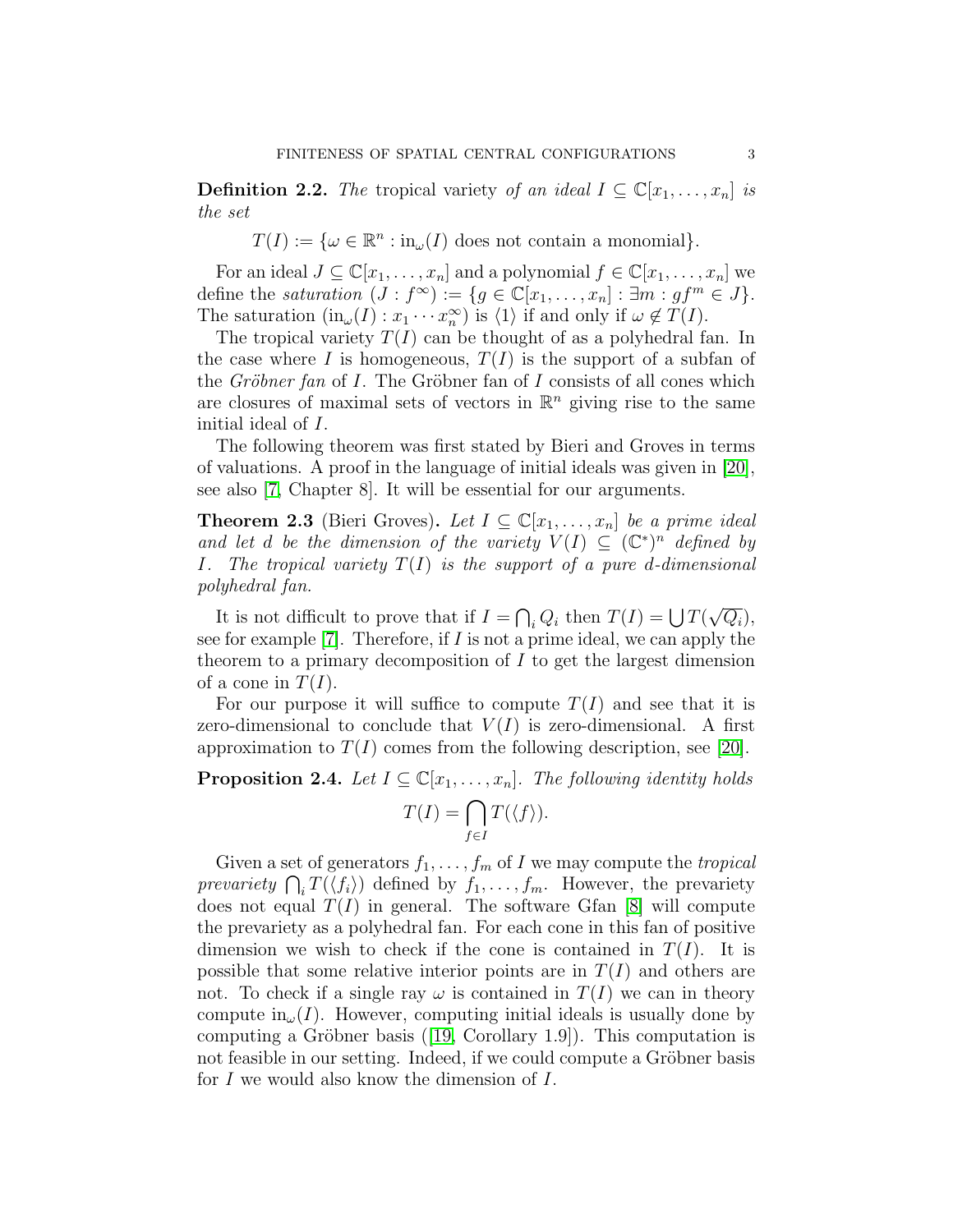**Definition 2.2.** *The* tropical variety *of an ideal* $I \subseteq \mathbb{C}[x_1, \ldots, x_n]$ *is the set*

$$T(I) := \{\omega \in \mathbb{R}^n : \text{in}_\omega(I) \text{ does not contain a monomial}\}.$$

For an ideal $J \subseteq \mathbb{C}[x_1, \ldots, x_n]$ and a polynomial $f \in \mathbb{C}[x_1, \ldots, x_n]$ we define the *saturation* $(J : f^\infty) := \{g \in \mathbb{C}[x_1, \ldots, x_n] : \exists m : gf^m \in J\}$. The saturation $(\text{in}_\omega(I) : x_1 \cdots x_n^\infty)$ is $\langle 1 \rangle$ if and only if $\omega \notin T(I)$.

The tropical variety $T(I)$ can be thought of as a polyhedral fan. In the case where $I$ is homogeneous, $T(I)$ is the support of a subfan of the *Gröbner fan* of $I$. The Gröbner fan of $I$ consists of all cones which are closures of maximal sets of vectors in $\mathbb{R}^n$ giving rise to the same initial ideal of $I$.

The following theorem was first stated by Bieri and Groves in terms of valuations. A proof in the language of initial ideals was given in [20], see also [7, Chapter 8]. It will be essential for our arguments.

**Theorem 2.3** (Bieri Groves)**.** *Let* $I \subseteq \mathbb{C}[x_1, \ldots, x_n]$ *be a prime ideal and let* $d$ *be the dimension of the variety* $V(I) \subseteq (\mathbb{C}^*)^n$ *defined by* $I$*. The tropical variety* $T(I)$ *is the support of a pure* $d$*-dimensional polyhedral fan.*

It is not difficult to prove that if $I = \bigcap_i Q_i$ then $T(I) = \bigcup T(\sqrt{Q_i})$, see for example [7]. Therefore, if $I$ is not a prime ideal, we can apply the theorem to a primary decomposition of $I$ to get the largest dimension of a cone in $T(I)$.

For our purpose it will suffice to compute $T(I)$ and see that it is zero-dimensional to conclude that $V(I)$ is zero-dimensional. A first approximation to $T(I)$ comes from the following description, see [20].

**Proposition 2.4.** *Let* $I \subseteq \mathbb{C}[x_1, \ldots, x_n]$*. The following identity holds*

$$T(I) = \bigcap_{f \in I} T(\langle f \rangle).$$

Given a set of generators $f_1, \ldots, f_m$ of $I$ we may compute the *tropical prevariety* $\bigcap_i T(\langle f_i \rangle)$ defined by $f_1, \ldots, f_m$. However, the prevariety does not equal $T(I)$ in general. The software Gfan [8] will compute the prevariety as a polyhedral fan. For each cone in this fan of positive dimension we wish to check if the cone is contained in $T(I)$. It is possible that some relative interior points are in $T(I)$ and others are not. To check if a single ray $\omega$ is contained in $T(I)$ we can in theory compute $\text{in}_\omega(I)$. However, computing initial ideals is usually done by computing a Gröbner basis ([19, Corollary 1.9]). This computation is not feasible in our setting. Indeed, if we could compute a Gröbner basis for $I$ we would also know the dimension of $I$.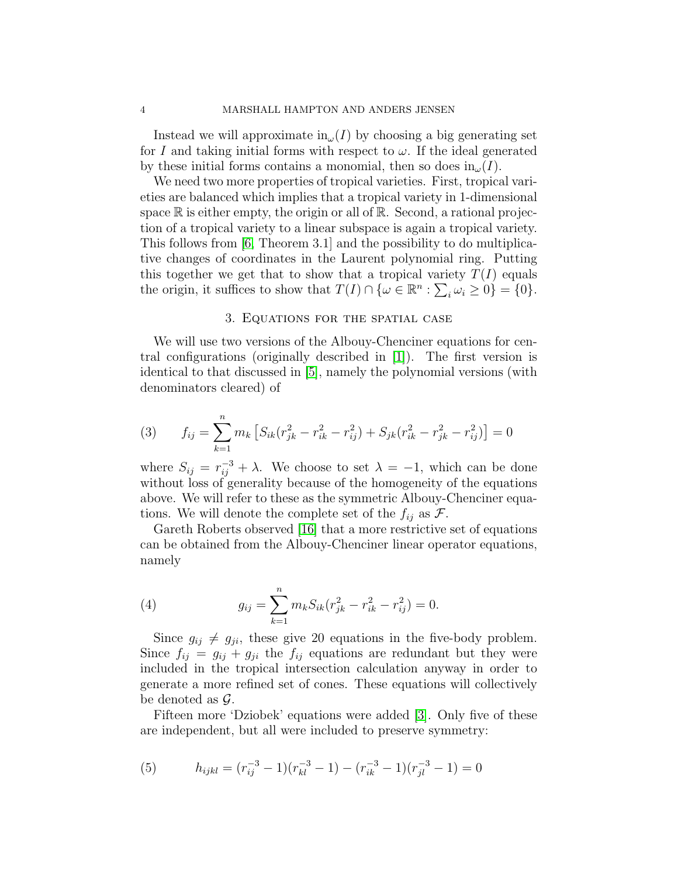Instead we will approximate $\text{in}_\omega(I)$ by choosing a big generating set for $I$ and taking initial forms with respect to $\omega$. If the ideal generated by these initial forms contains a monomial, then so does $\text{in}_\omega(I)$.

We need two more properties of tropical varieties. First, tropical varieties are balanced which implies that a tropical variety in 1-dimensional space $\mathbb{R}$ is either empty, the origin or all of $\mathbb{R}$. Second, a rational projection of a tropical variety to a linear subspace is again a tropical variety. This follows from [6] Theorem 3.1] and the possibility to do multiplicative changes of coordinates in the Laurent polynomial ring. Putting this together we get that to show that a tropical variety $T(I)$ equals the origin, it suffices to show that $T(I) \cap \{\omega \in \mathbb{R}^n : \sum_i \omega_i \geq 0\} = \{0\}$.

## 3. Equations for the spatial case

We will use two versions of the Albouy-Chenciner equations for central configurations (originally described in [1]). The first version is identical to that discussed in [5], namely the polynomial versions (with denominators cleared) of

$$f_{ij} = \sum_{k=1}^{n} m_k \left[ S_{ik}(r_{jk}^2 - r_{ik}^2 - r_{ij}^2) + S_{jk}(r_{ik}^2 - r_{jk}^2 - r_{ij}^2) \right] = 0 \tag{3}$$

where $S_{ij} = r_{ij}^{-3} + \lambda$. We choose to set $\lambda = -1$, which can be done without loss of generality because of the homogeneity of the equations above. We will refer to these as the symmetric Albouy-Chenciner equations. We will denote the complete set of the $f_{ij}$ as $\mathcal{F}$.

Gareth Roberts observed [16] that a more restrictive set of equations can be obtained from the Albouy-Chenciner linear operator equations, namely

$$g_{ij} = \sum_{k=1}^{n} m_k S_{ik}(r_{jk}^2 - r_{ik}^2 - r_{ij}^2) = 0. \tag{4}$$

Since $g_{ij} \neq g_{ji}$, these give 20 equations in the five-body problem. Since $f_{ij} = g_{ij} + g_{ji}$ the $f_{ij}$ equations are redundant but they were included in the tropical intersection calculation anyway in order to generate a more refined set of cones. These equations will collectively be denoted as $\mathcal{G}$.

Fifteen more 'Dziobek' equations were added [3]. Only five of these are independent, but all were included to preserve symmetry:

$$h_{ijkl} = (r_{ij}^{-3} - 1)(r_{kl}^{-3} - 1) - (r_{ik}^{-3} - 1)(r_{jl}^{-3} - 1) = 0 \tag{5}$$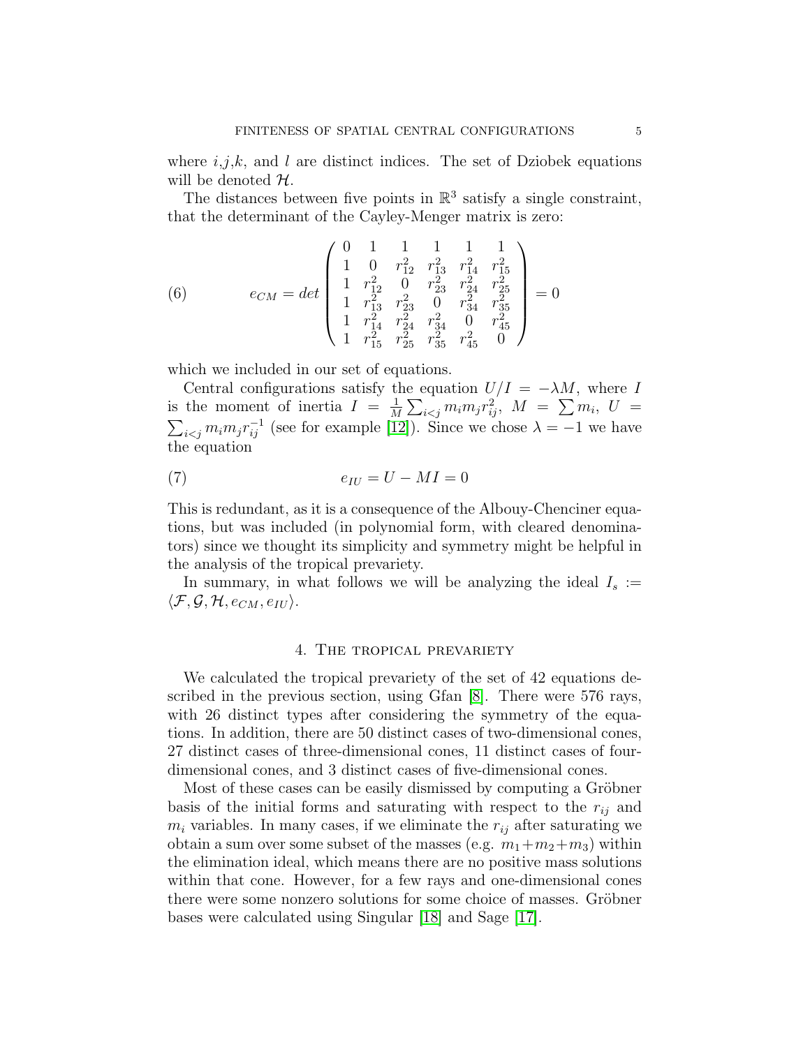where $i$,$j$,$k$, and $l$ are distinct indices. The set of Dziobek equations will be denoted $\mathcal{H}$.

The distances between five points in $\mathbb{R}^3$ satisfy a single constraint, that the determinant of the Cayley-Menger matrix is zero:

$$
e_{CM} = det \begin{pmatrix} 0 & 1 & 1 & 1 & 1 & 1 \\ 1 & 0 & r_{12}^2 & r_{13}^2 & r_{14}^2 & r_{15}^2 \\ 1 & r_{12}^2 & 0 & r_{23}^2 & r_{24}^2 & r_{25}^2 \\ 1 & r_{13}^2 & r_{23}^2 & 0 & r_{34}^2 & r_{35}^2 \\ 1 & r_{14}^2 & r_{24}^2 & r_{34}^2 & 0 & r_{45}^2 \\ 1 & r_{15}^2 & r_{25}^2 & r_{35}^2 & r_{45}^2 & 0 \end{pmatrix} = 0 \tag{6}
$$

which we included in our set of equations.

Central configurations satisfy the equation $U/I = -\lambda M$, where $I$ is the moment of inertia $I = \frac{1}{M}\sum_{i<j} m_i m_j r_{ij}^2$, $M = \sum m_i$, $U = \sum_{i<j} m_i m_j r_{ij}^{-1}$ (see for example [12]). Since we chose $\lambda = -1$ we have the equation

$$
e_{IU} = U - MI = 0 \tag{7}
$$

This is redundant, as it is a consequence of the Albouy-Chenciner equations, but was included (in polynomial form, with cleared denominators) since we thought its simplicity and symmetry might be helpful in the analysis of the tropical prevariety.

In summary, in what follows we will be analyzing the ideal $I_s := \langle \mathcal{F}, \mathcal{G}, \mathcal{H}, e_{CM}, e_{IU} \rangle$.

## 4. The tropical prevariety

We calculated the tropical prevariety of the set of 42 equations described in the previous section, using Gfan [8]. There were 576 rays, with 26 distinct types after considering the symmetry of the equations. In addition, there are 50 distinct cases of two-dimensional cones, 27 distinct cases of three-dimensional cones, 11 distinct cases of four-dimensional cones, and 3 distinct cases of five-dimensional cones.

Most of these cases can be easily dismissed by computing a Gröbner basis of the initial forms and saturating with respect to the $r_{ij}$ and $m_i$ variables. In many cases, if we eliminate the $r_{ij}$ after saturating we obtain a sum over some subset of the masses (e.g. $m_1+m_2+m_3$) within the elimination ideal, which means there are no positive mass solutions within that cone. However, for a few rays and one-dimensional cones there were some nonzero solutions for some choice of masses. Gröbner bases were calculated using Singular [18] and Sage [17].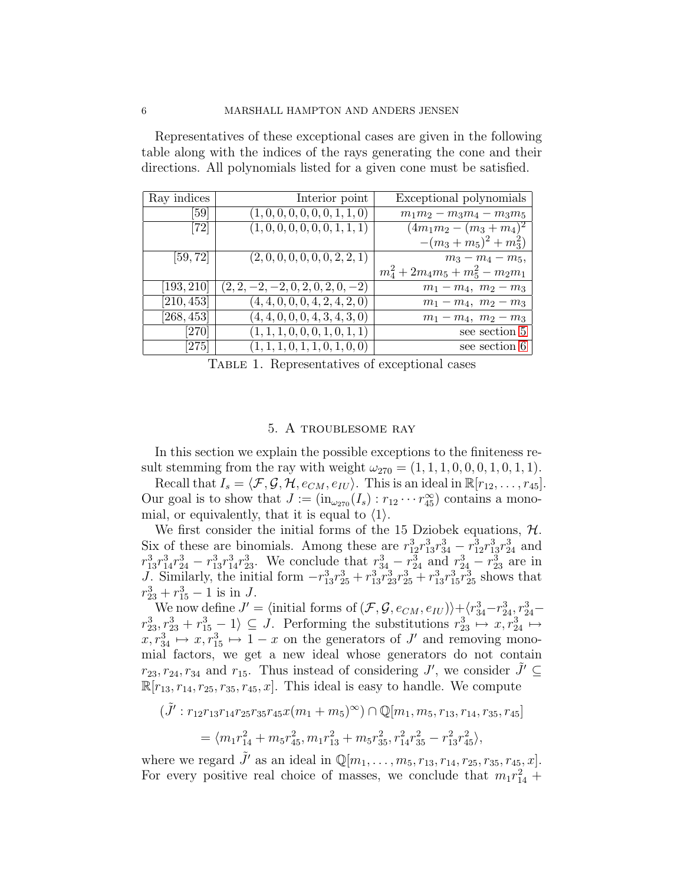Representatives of these exceptional cases are given in the following table along with the indices of the rays generating the cone and their directions. All polynomials listed for a given cone must be satisfied.

| Ray indices | Interior point | Exceptional polynomials |
|---|---|---|
| [59] | $(1,0,0,0,0,0,0,1,1,0)$ | $m_1m_2 - m_3m_4 - m_3m_5$ |
| [72] | $(1,0,0,0,0,0,0,1,1,1)$ | $(4m_1m_2 - (m_3+m_4)^2$ $-(m_3+m_5)^2 + m_3^2)$ |
| [59, 72] | $(2,0,0,0,0,0,0,2,2,1)$ | $m_3 - m_4 - m_5,$ $m_4^2 + 2m_4m_5 + m_5^2 - m_2m_1$ |
| [193, 210] | $(2,2,-2,-2,0,2,0,2,0,-2)$ | $m_1 - m_4,\ m_2 - m_3$ |
| [210, 453] | $(4,4,0,0,0,4,2,4,2,0)$ | $m_1 - m_4,\ m_2 - m_3$ |
| [268, 453] | $(4,4,0,0,0,4,3,4,3,0)$ | $m_1 - m_4,\ m_2 - m_3$ |
| [270] | $(1,1,1,0,0,0,1,0,1,1)$ | see section 5 |
| [275] | $(1,1,1,0,1,1,0,1,0,0)$ | see section 6 |

Table 1. Representatives of exceptional cases

## 5. A troublesome ray

In this section we explain the possible exceptions to the finiteness result stemming from the ray with weight $\omega_{270} = (1,1,1,0,0,0,1,0,1,1)$.

Recall that $I_s = \langle \mathcal{F}, \mathcal{G}, \mathcal{H}, e_{CM}, e_{IU} \rangle$. This is an ideal in $\mathbb{R}[r_{12}, \ldots, r_{45}]$. Our goal is to show that $J := (\text{in}_{\omega_{270}}(I_s) : r_{12} \cdots r_{45}^{\infty})$ contains a monomial, or equivalently, that it is equal to $\langle 1 \rangle$.

We first consider the initial forms of the 15 Dziobek equations, $\mathcal{H}$. Six of these are binomials. Among these are $r_{12}^3 r_{13}^3 r_{34}^3 - r_{12}^3 r_{13}^3 r_{24}^3$ and $r_{13}^3 r_{14}^3 r_{24}^3 - r_{13}^3 r_{14}^3 r_{23}^3$. We conclude that $r_{34}^3 - r_{24}^3$ and $r_{24}^3 - r_{23}^3$ are in $J$. Similarly, the initial form $-r_{13}^3 r_{25}^3 + r_{13}^3 r_{23}^3 r_{25}^3 + r_{13}^3 r_{15}^3 r_{25}^3$ shows that $r_{23}^3 + r_{15}^3 - 1$ is in $J$.

We now define $J' = \langle \text{initial forms of } (\mathcal{F}, \mathcal{G}, e_{CM}, e_{IU}) \rangle + \langle r_{34}^3 - r_{24}^3, r_{24}^3 - r_{23}^3, r_{23}^3 + r_{15}^3 - 1 \rangle \subseteq J$. Performing the substitutions $r_{23}^3 \mapsto x, r_{24}^3 \mapsto x, r_{34}^3 \mapsto x, r_{15}^3 \mapsto 1 - x$ on the generators of $J'$ and removing monomial factors, we get a new ideal whose generators do not contain $r_{23}, r_{24}, r_{34}$ and $r_{15}$. Thus instead of considering $J'$, we consider $\tilde{J}' \subseteq \mathbb{R}[r_{13}, r_{14}, r_{25}, r_{35}, r_{45}, x]$. This ideal is easy to handle. We compute

$$(\tilde{J}' : r_{12}r_{13}r_{14}r_{25}r_{35}r_{45}x(m_1+m_5)^{\infty}) \cap \mathbb{Q}[m_1, m_5, r_{13}, r_{14}, r_{35}, r_{45}]$$

$$= \langle m_1 r_{14}^2 + m_5 r_{45}^2, m_1 r_{13}^2 + m_5 r_{35}^2, r_{14}^2 r_{35}^2 - r_{13}^2 r_{45}^2 \rangle,$$

where we regard $\tilde{J}'$ as an ideal in $\mathbb{Q}[m_1, \ldots, m_5, r_{13}, r_{14}, r_{25}, r_{35}, r_{45}, x]$. For every positive real choice of masses, we conclude that $m_1 r_{14}^2 +$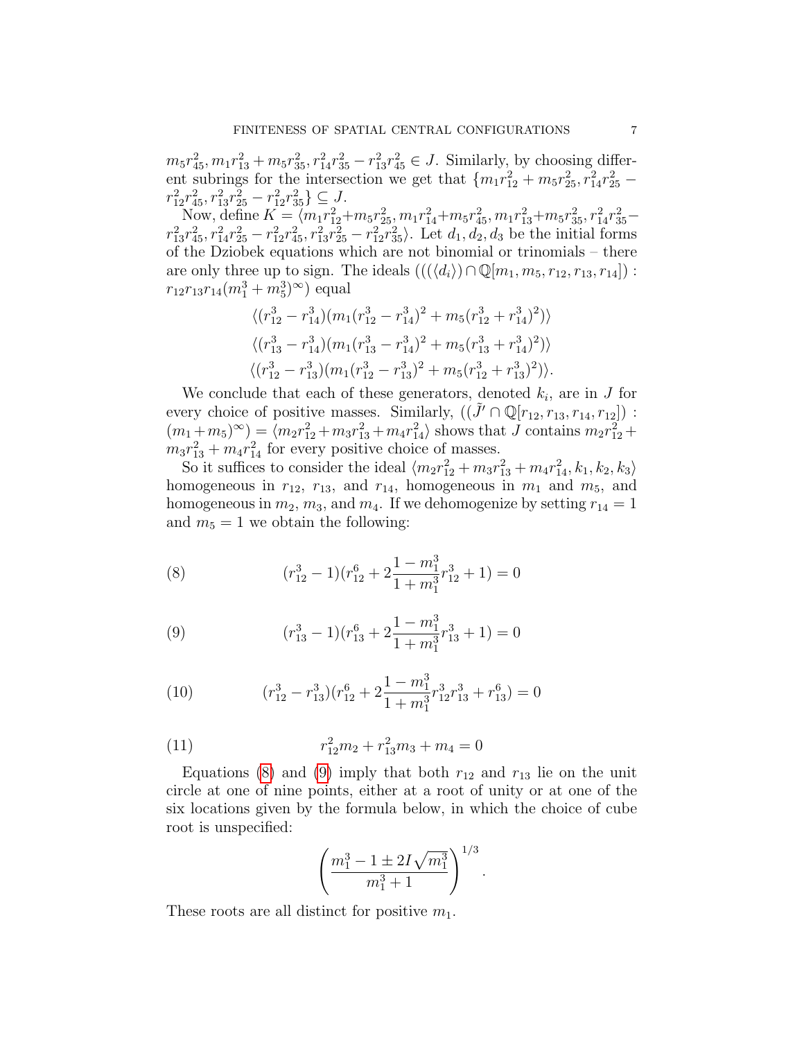$m_5r_{45}^2, m_1r_{13}^2 + m_5r_{35}^2, r_{14}^2r_{35}^2 - r_{13}^2r_{45}^2 \in J$. Similarly, by choosing different subrings for the intersection we get that $\{m_1r_{12}^2 + m_5r_{25}^2, r_{14}^2r_{25}^2 - r_{12}^2r_{45}^2, r_{13}^2r_{25}^2 - r_{12}^2r_{35}^2\} \subseteq J$.

Now, define $K = \langle m_1r_{12}^2 + m_5r_{25}^2, m_1r_{14}^2 + m_5r_{45}^2, m_1r_{13}^2 + m_5r_{35}^2, r_{14}^2r_{35}^2 - r_{13}^2r_{45}^2, r_{14}^2r_{25}^2 - r_{12}^2r_{45}^2, r_{13}^2r_{25}^2 - r_{12}^2r_{35}^2\rangle$. Let $d_1, d_2, d_3$ be the initial forms of the Dziobek equations which are not binomial or trinomials – there are only three up to sign. The ideals $(((\langle d_i\rangle) \cap \mathbb{Q}[m_1, m_5, r_{12}, r_{13}, r_{14}]) : r_{12}r_{13}r_{14}(m_1^3 + m_5^3)^\infty)$ equal

$$\langle (r_{12}^3 - r_{14}^3)(m_1(r_{12}^3 - r_{14}^3)^2 + m_5(r_{12}^3 + r_{14}^3)^2)\rangle$$
$$\langle (r_{13}^3 - r_{14}^3)(m_1(r_{13}^3 - r_{14}^3)^2 + m_5(r_{13}^3 + r_{14}^3)^2)\rangle$$
$$\langle (r_{12}^3 - r_{13}^3)(m_1(r_{12}^3 - r_{13}^3)^2 + m_5(r_{12}^3 + r_{13}^3)^2)\rangle.$$

We conclude that each of these generators, denoted $k_i$, are in $J$ for every choice of positive masses. Similarly, $((\tilde{J}' \cap \mathbb{Q}[r_{12}, r_{13}, r_{14}, r_{12}]) : (m_1 + m_5)^\infty) = \langle m_2r_{12}^2 + m_3r_{13}^2 + m_4r_{14}^2\rangle$ shows that $J$ contains $m_2r_{12}^2 + m_3r_{13}^2 + m_4r_{14}^2$ for every positive choice of masses.

So it suffices to consider the ideal $\langle m_2r_{12}^2 + m_3r_{13}^2 + m_4r_{14}^2, k_1, k_2, k_3\rangle$ homogeneous in $r_{12}$, $r_{13}$, and $r_{14}$, homogeneous in $m_1$ and $m_5$, and homogeneous in $m_2$, $m_3$, and $m_4$. If we dehomogenize by setting $r_{14} = 1$ and $m_5 = 1$ we obtain the following:

$$(r_{12}^3 - 1)(r_{12}^6 + 2\frac{1 - m_1^3}{1 + m_1^3}r_{12}^3 + 1) = 0 \tag{8}$$

$$(r_{13}^3 - 1)(r_{13}^6 + 2\frac{1 - m_1^3}{1 + m_1^3}r_{13}^3 + 1) = 0 \tag{9}$$

$$(r_{12}^3 - r_{13}^3)(r_{12}^6 + 2\frac{1 - m_1^3}{1 + m_1^3}r_{12}^3r_{13}^3 + r_{13}^6) = 0 \tag{10}$$

$$r_{12}^2m_2 + r_{13}^2m_3 + m_4 = 0 \tag{11}$$

Equations (8) and (9) imply that both $r_{12}$ and $r_{13}$ lie on the unit circle at one of nine points, either at a root of unity or at one of the six locations given by the formula below, in which the choice of cube root is unspecified:

$$\left(\frac{m_1^3 - 1 \pm 2I\sqrt{m_1^3}}{m_1^3 + 1}\right)^{1/3}.$$

These roots are all distinct for positive $m_1$.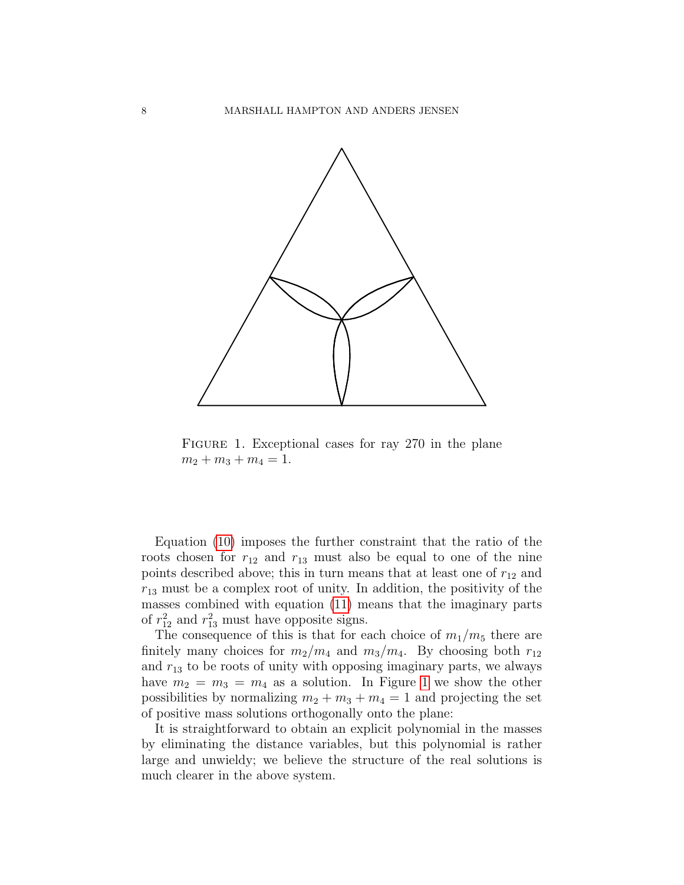Figure 1. Exceptional cases for ray 270 in the plane $m_2 + m_3 + m_4 = 1$.

Equation (10) imposes the further constraint that the ratio of the roots chosen for $r_{12}$ and $r_{13}$ must also be equal to one of the nine points described above; this in turn means that at least one of $r_{12}$ and $r_{13}$ must be a complex root of unity. In addition, the positivity of the masses combined with equation (11) means that the imaginary parts of $r_{12}^2$ and $r_{13}^2$ must have opposite signs.

The consequence of this is that for each choice of $m_1/m_5$ there are finitely many choices for $m_2/m_4$ and $m_3/m_4$. By choosing both $r_{12}$ and $r_{13}$ to be roots of unity with opposing imaginary parts, we always have $m_2 = m_3 = m_4$ as a solution. In Figure 1 we show the other possibilities by normalizing $m_2 + m_3 + m_4 = 1$ and projecting the set of positive mass solutions orthogonally onto the plane:

It is straightforward to obtain an explicit polynomial in the masses by eliminating the distance variables, but this polynomial is rather large and unwieldy; we believe the structure of the real solutions is much clearer in the above system.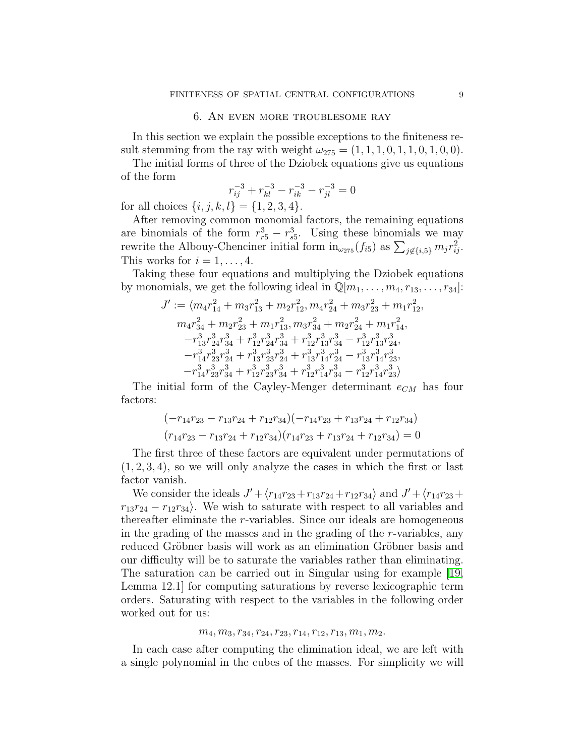## 6. An even more troublesome ray

In this section we explain the possible exceptions to the finiteness result stemming from the ray with weight $\omega_{275} = (1, 1, 1, 0, 1, 1, 0, 1, 0, 0)$.

The initial forms of three of the Dziobek equations give us equations of the form

$$r_{ij}^{-3} + r_{kl}^{-3} - r_{ik}^{-3} - r_{jl}^{-3} = 0$$

for all choices $\{i, j, k, l\} = \{1, 2, 3, 4\}$.

After removing common monomial factors, the remaining equations are binomials of the form $r_{r5}^3 - r_{s5}^3$. Using these binomials we may rewrite the Albouy-Chenciner initial form $\text{in}_{\omega_{275}}(f_{i5})$ as $\sum_{j \notin \{i,5\}} m_j r_{ij}^2$. This works for $i = 1, \dots, 4$.

Taking these four equations and multiplying the Dziobek equations by monomials, we get the following ideal in $\mathbb{Q}[m_1, \dots, m_4, r_{13}, \dots, r_{34}]$:

$$\begin{aligned}
J' := \langle & m_4 r_{14}^2 + m_3 r_{13}^2 + m_2 r_{12}^2, m_4 r_{24}^2 + m_3 r_{23}^2 + m_1 r_{12}^2, \\
& m_4 r_{34}^2 + m_2 r_{23}^2 + m_1 r_{13}^2, m_3 r_{34}^2 + m_2 r_{24}^2 + m_1 r_{14}^2, \\
& -r_{13}^3 r_{24}^3 r_{34}^3 + r_{12}^3 r_{24}^3 r_{34}^3 + r_{12}^3 r_{13}^3 r_{34}^3 - r_{12}^3 r_{13}^3 r_{24}^3, \\
& -r_{14}^3 r_{23}^3 r_{24}^3 + r_{13}^3 r_{23}^3 r_{24}^3 + r_{13}^3 r_{14}^3 r_{24}^3 - r_{13}^3 r_{14}^3 r_{23}^3, \\
& -r_{14}^3 r_{23}^3 r_{34}^3 + r_{12}^3 r_{23}^3 r_{34}^3 + r_{12}^3 r_{14}^3 r_{34}^3 - r_{12}^3 r_{14}^3 r_{23}^3 \rangle
\end{aligned}$$

The initial form of the Cayley-Menger determinant $e_{CM}$ has four factors:

$$\begin{aligned}
& (-r_{14} r_{23} - r_{13} r_{24} + r_{12} r_{34})(-r_{14} r_{23} + r_{13} r_{24} + r_{12} r_{34}) \\
& (r_{14} r_{23} - r_{13} r_{24} + r_{12} r_{34})(r_{14} r_{23} + r_{13} r_{24} + r_{12} r_{34}) = 0
\end{aligned}$$

The first three of these factors are equivalent under permutations of $(1, 2, 3, 4)$, so we will only analyze the cases in which the first or last factor vanish.

We consider the ideals $J' + \langle r_{14} r_{23} + r_{13} r_{24} + r_{12} r_{34} \rangle$ and $J' + \langle r_{14} r_{23} + r_{13} r_{24} - r_{12} r_{34} \rangle$. We wish to saturate with respect to all variables and thereafter eliminate the $r$-variables. Since our ideals are homogeneous in the grading of the masses and in the grading of the $r$-variables, any reduced Gröbner basis will work as an elimination Gröbner basis and our difficulty will be to saturate the variables rather than eliminating. The saturation can be carried out in Singular using for example [19, Lemma 12.1] for computing saturations by reverse lexicographic term orders. Saturating with respect to the variables in the following order worked out for us:

$$m_4, m_3, r_{34}, r_{24}, r_{23}, r_{14}, r_{12}, r_{13}, m_1, m_2.$$

In each case after computing the elimination ideal, we are left with a single polynomial in the cubes of the masses. For simplicity we will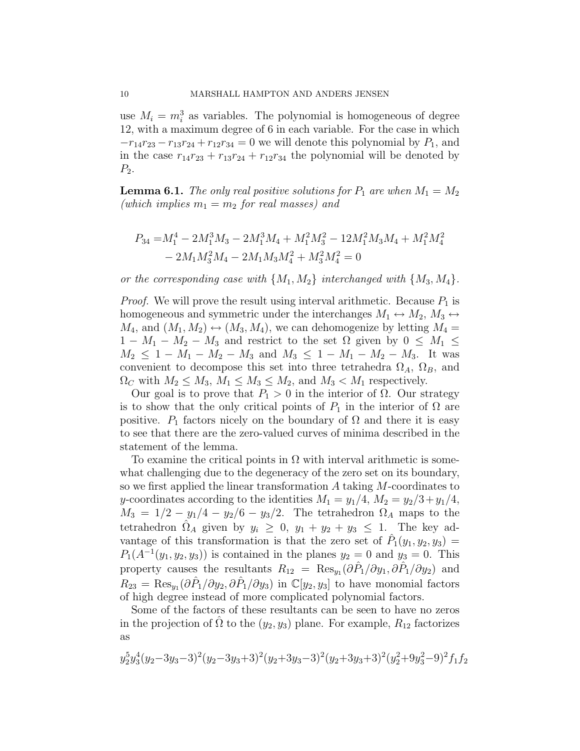use $M_i = m_i^3$ as variables. The polynomial is homogeneous of degree 12, with a maximum degree of 6 in each variable. For the case in which $-r_{14}r_{23} - r_{13}r_{24} + r_{12}r_{34} = 0$ we will denote this polynomial by $P_1$, and in the case $r_{14}r_{23} + r_{13}r_{24} + r_{12}r_{34}$ the polynomial will be denoted by $P_2$.

**Lemma 6.1.** *The only real positive solutions for $P_1$ are when $M_1 = M_2$ (which implies $m_1 = m_2$ for real masses) and*

$$
\begin{aligned}
P_{34} =& M_1^4 - 2M_1^3 M_3 - 2M_1^3 M_4 + M_1^2 M_3^2 - 12 M_1^2 M_3 M_4 + M_1^2 M_4^2 \\
&- 2M_1 M_3^2 M_4 - 2M_1 M_3 M_4^2 + M_3^2 M_4^2 = 0
\end{aligned}
$$

*or the corresponding case with $\{M_1, M_2\}$ interchanged with $\{M_3, M_4\}$.*

*Proof.* We will prove the result using interval arithmetic. Because $P_1$ is homogeneous and symmetric under the interchanges $M_1 \leftrightarrow M_2$, $M_3 \leftrightarrow M_4$, and $(M_1, M_2) \leftrightarrow (M_3, M_4)$, we can dehomogenize by letting $M_4 = 1 - M_1 - M_2 - M_3$ and restrict to the set $\Omega$ given by $0 \leq M_1 \leq M_2 \leq 1 - M_1 - M_2 - M_3$ and $M_3 \leq 1 - M_1 - M_2 - M_3$. It was convenient to decompose this set into three tetrahedra $\Omega_A$, $\Omega_B$, and $\Omega_C$ with $M_2 \leq M_3$, $M_1 \leq M_3 \leq M_2$, and $M_3 < M_1$ respectively.

Our goal is to prove that $P_1 > 0$ in the interior of $\Omega$. Our strategy is to show that the only critical points of $P_1$ in the interior of $\Omega$ are positive. $P_1$ factors nicely on the boundary of $\Omega$ and there it is easy to see that there are the zero-valued curves of minima described in the statement of the lemma.

To examine the critical points in $\Omega$ with interval arithmetic is somewhat challenging due to the degeneracy of the zero set on its boundary, so we first applied the linear transformation $A$ taking $M$-coordinates to $y$-coordinates according to the identities $M_1 = y_1/4$, $M_2 = y_2/3 + y_1/4$, $M_3 = 1/2 - y_1/4 - y_2/6 - y_3/2$. The tetrahedron $\Omega_A$ maps to the tetrahedron $\hat{\Omega}_A$ given by $y_i \geq 0$, $y_1 + y_2 + y_3 \leq 1$. The key advantage of this transformation is that the zero set of $\hat{P}_1(y_1, y_2, y_3) = P_1(A^{-1}(y_1, y_2, y_3))$ is contained in the planes $y_2 = 0$ and $y_3 = 0$. This property causes the resultants $R_{12} = \text{Res}_{y_1}(\partial \hat{P}_1/\partial y_1, \partial \hat{P}_1/\partial y_2)$ and $R_{23} = \text{Res}_{y_1}(\partial \hat{P}_1/\partial y_2, \partial \hat{P}_1/\partial y_3)$ in $\mathbb{C}[y_2, y_3]$ to have monomial factors of high degree instead of more complicated polynomial factors.

Some of the factors of these resultants can be seen to have no zeros in the projection of $\hat{\Omega}$ to the $(y_2, y_3)$ plane. For example, $R_{12}$ factorizes as

$$
y_2^5 y_3^4 (y_2 - 3y_3 - 3)^2 (y_2 - 3y_3 + 3)^2 (y_2 + 3y_3 - 3)^2 (y_2 + 3y_3 + 3)^2 (y_2^2 + 9y_3^2 - 9)^2 f_1 f_2
$$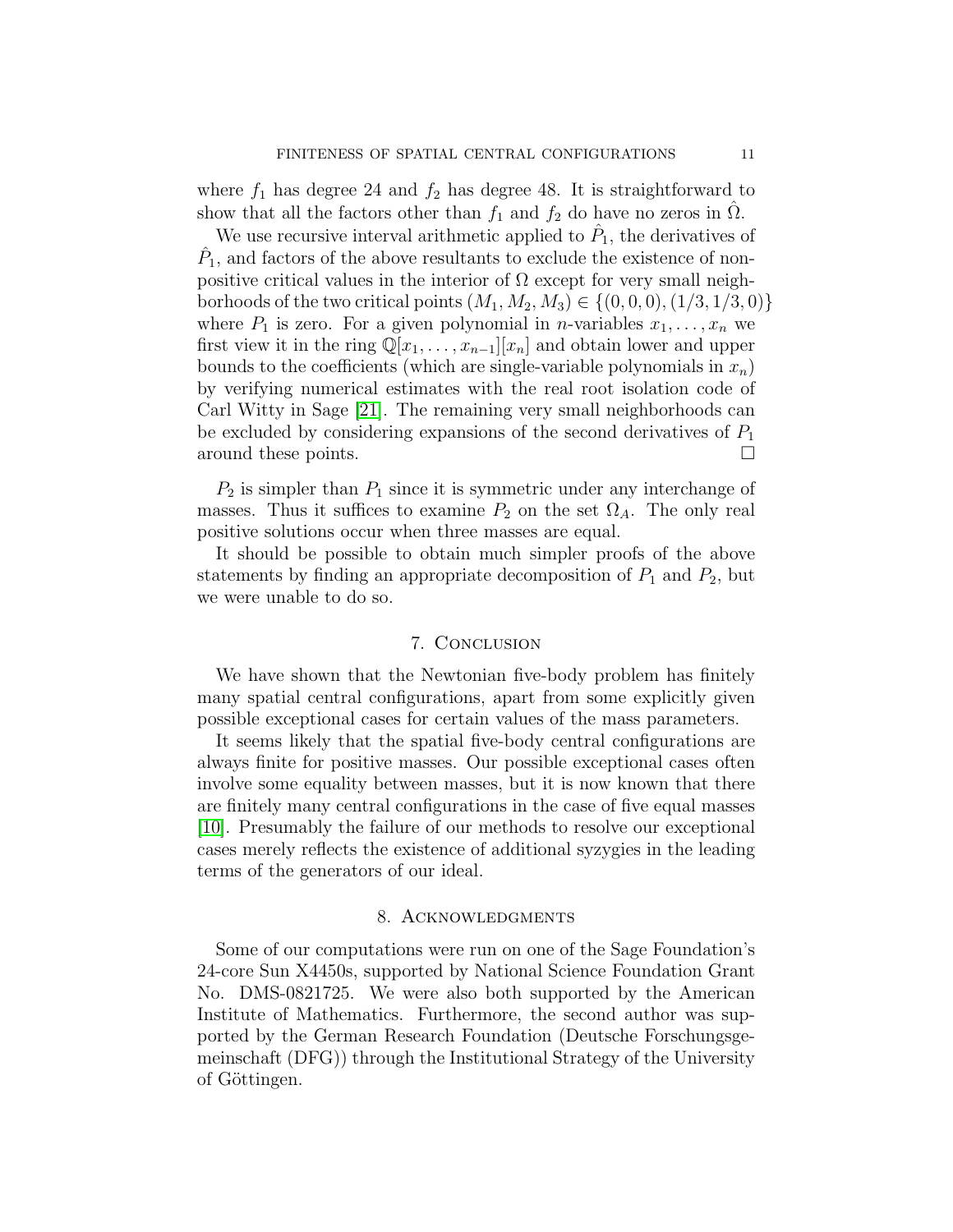where $f_1$ has degree 24 and $f_2$ has degree 48. It is straightforward to show that all the factors other than $f_1$ and $f_2$ do have no zeros in $\hat{\Omega}$.

We use recursive interval arithmetic applied to $\hat{P}_1$, the derivatives of $\hat{P}_1$, and factors of the above resultants to exclude the existence of non-positive critical values in the interior of $\Omega$ except for very small neighborhoods of the two critical points $(M_1, M_2, M_3) \in \{(0, 0, 0), (1/3, 1/3, 0)\}$ where $P_1$ is zero. For a given polynomial in $n$-variables $x_1, \ldots, x_n$ we first view it in the ring $\mathbb{Q}[x_1, \ldots, x_{n-1}][x_n]$ and obtain lower and upper bounds to the coefficients (which are single-variable polynomials in $x_n$) by verifying numerical estimates with the real root isolation code of Carl Witty in Sage [21]. The remaining very small neighborhoods can be excluded by considering expansions of the second derivatives of $P_1$ around these points. □

$P_2$ is simpler than $P_1$ since it is symmetric under any interchange of masses. Thus it suffices to examine $P_2$ on the set $\Omega_A$. The only real positive solutions occur when three masses are equal.

It should be possible to obtain much simpler proofs of the above statements by finding an appropriate decomposition of $P_1$ and $P_2$, but we were unable to do so.

## 7. Conclusion

We have shown that the Newtonian five-body problem has finitely many spatial central configurations, apart from some explicitly given possible exceptional cases for certain values of the mass parameters.

It seems likely that the spatial five-body central configurations are always finite for positive masses. Our possible exceptional cases often involve some equality between masses, but it is now known that there are finitely many central configurations in the case of five equal masses [10]. Presumably the failure of our methods to resolve our exceptional cases merely reflects the existence of additional syzygies in the leading terms of the generators of our ideal.

## 8. Acknowledgments

Some of our computations were run on one of the Sage Foundation's 24-core Sun X4450s, supported by National Science Foundation Grant No. DMS-0821725. We were also both supported by the American Institute of Mathematics. Furthermore, the second author was supported by the German Research Foundation (Deutsche Forschungsgemeinschaft (DFG)) through the Institutional Strategy of the University of Göttingen.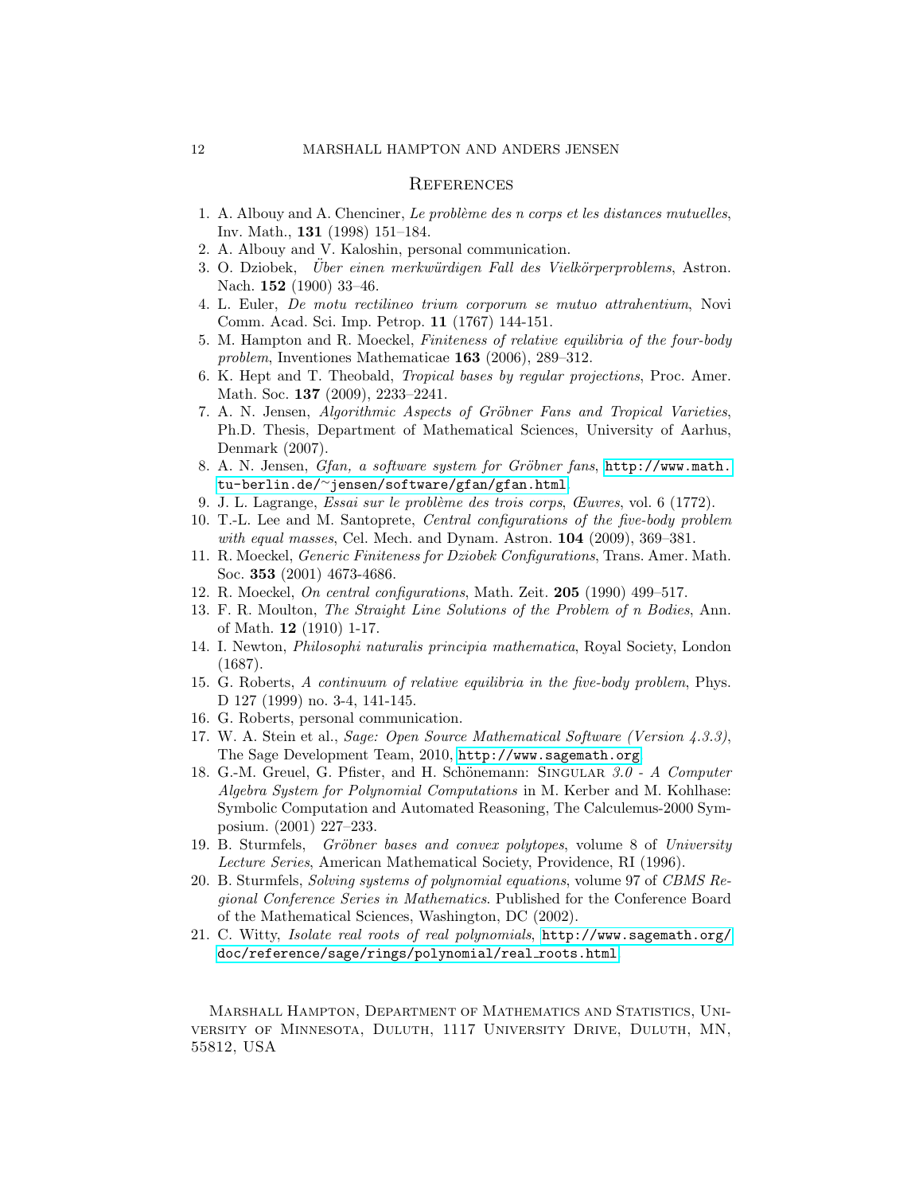## References

1. A. Albouy and A. Chenciner, *Le problème des n corps et les distances mutuelles*, Inv. Math., **131** (1998) 151–184.
2. A. Albouy and V. Kaloshin, personal communication.
3. O. Dziobek, *Über einen merkwürdigen Fall des Vielkörperproblems*, Astron. Nach. **152** (1900) 33–46.
4. L. Euler, *De motu rectilineo trium corporum se mutuo attrahentium*, Novi Comm. Acad. Sci. Imp. Petrop. **11** (1767) 144-151.
5. M. Hampton and R. Moeckel, *Finiteness of relative equilibria of the four-body problem*, Inventiones Mathematicae **163** (2006), 289–312.
6. K. Hept and T. Theobald, *Tropical bases by regular projections*, Proc. Amer. Math. Soc. **137** (2009), 2233–2241.
7. A. N. Jensen, *Algorithmic Aspects of Gröbner Fans and Tropical Varieties*, Ph.D. Thesis, Department of Mathematical Sciences, University of Aarhus, Denmark (2007).
8. A. N. Jensen, *Gfan, a software system for Gröbner fans*, http://www.math.tu-berlin.de/~jensen/software/gfan/gfan.html.
9. J. L. Lagrange, *Essai sur le problème des trois corps*, *Œuvres*, vol. 6 (1772).
10. T.-L. Lee and M. Santoprete, *Central configurations of the five-body problem with equal masses*, Cel. Mech. and Dynam. Astron. **104** (2009), 369–381.
11. R. Moeckel, *Generic Finiteness for Dziobek Configurations*, Trans. Amer. Math. Soc. **353** (2001) 4673-4686.
12. R. Moeckel, *On central configurations*, Math. Zeit. **205** (1990) 499–517.
13. F. R. Moulton, *The Straight Line Solutions of the Problem of n Bodies*, Ann. of Math. **12** (1910) 1-17.
14. I. Newton, *Philosophi naturalis principia mathematica*, Royal Society, London (1687).
15. G. Roberts, *A continuum of relative equilibria in the five-body problem*, Phys. D 127 (1999) no. 3-4, 141-145.
16. G. Roberts, personal communication.
17. W. A. Stein et al., *Sage: Open Source Mathematical Software (Version 4.3.3)*, The Sage Development Team, 2010, http://www.sagemath.org.
18. G.-M. Greuel, G. Pfister, and H. Schönemann: Singular *3.0 - A Computer Algebra System for Polynomial Computations* in M. Kerber and M. Kohlhase: Symbolic Computation and Automated Reasoning, The Calculemus-2000 Symposium. (2001) 227–233.
19. B. Sturmfels, *Gröbner bases and convex polytopes*, volume 8 of *University Lecture Series*, American Mathematical Society, Providence, RI (1996).
20. B. Sturmfels, *Solving systems of polynomial equations*, volume 97 of *CBMS Regional Conference Series in Mathematics*. Published for the Conference Board of the Mathematical Sciences, Washington, DC (2002).
21. C. Witty, *Isolate real roots of real polynomials*, http://www.sagemath.org/doc/reference/sage/rings/polynomial/real_roots.html.

Marshall Hampton, Department of Mathematics and Statistics, University of Minnesota, Duluth, 1117 University Drive, Duluth, MN, 55812, USA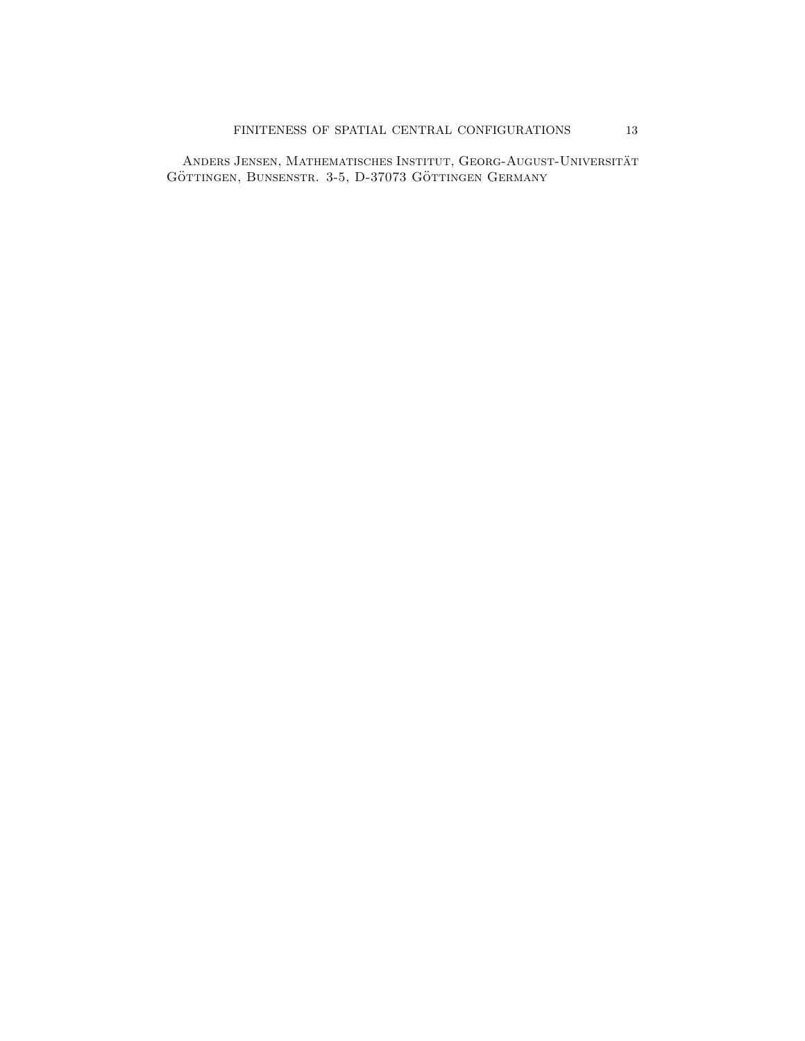Anders Jensen, Mathematisches Institut, Georg-August-Universität Göttingen, Bunsenstr. 3-5, D-37073 Göttingen Germany